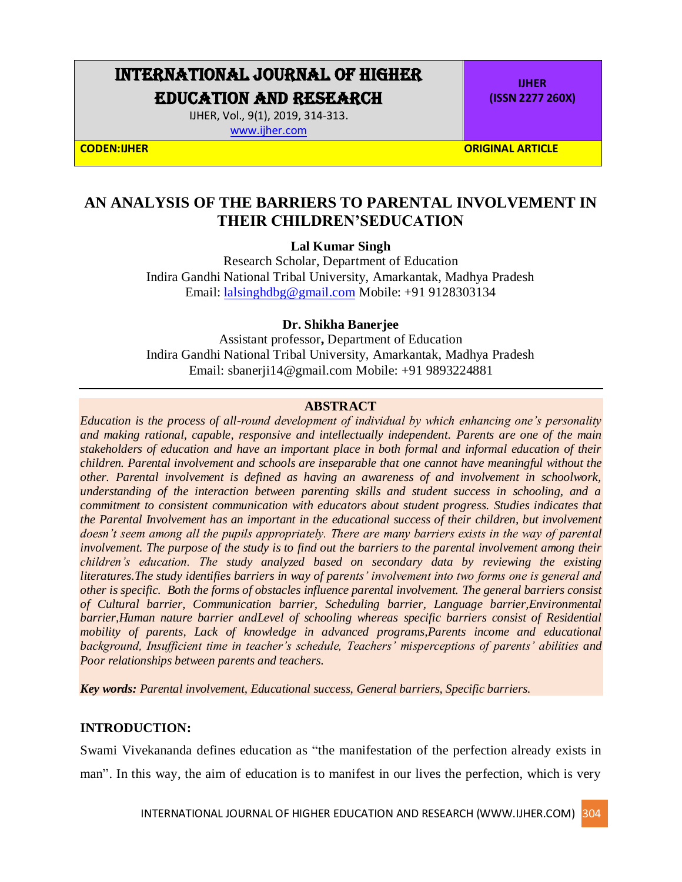# INTERNATIONAL JOURNAL OF HIGHER EDUCATION AND RESEARCH

IJHER, Vol., 9(1), 2019, 314-313.

www.ijher.com

**IJHER (ISSN 2277 260X)**

**CODEN:IJHER** **ORIGINAL ARTICLE**

## AN ANALYSIS OF THE BARRIERS TO PARENTAL INVOLVEMENT IN THEIR CHILDREN'SEDUCATION

**Lal Kumar Singh**

Research Scholar, Department of Education
Indira Gandhi National Tribal University, Amarkantak, Madhya Pradesh
Email: lalsinghdbg@gmail.com Mobile: +91 9128303134

**Dr. Shikha Banerjee**

Assistant professor**,** Department of Education
Indira Gandhi National Tribal University, Amarkantak, Madhya Pradesh
Email: sbanerji14@gmail.com Mobile: +91 9893224881

---

### ABSTRACT

*Education is the process of all-round development of individual by which enhancing one's personality and making rational, capable, responsive and intellectually independent. Parents are one of the main stakeholders of education and have an important place in both formal and informal education of their children. Parental involvement and schools are inseparable that one cannot have meaningful without the other. Parental involvement is defined as having an awareness of and involvement in schoolwork, understanding of the interaction between parenting skills and student success in schooling, and a commitment to consistent communication with educators about student progress. Studies indicates that the Parental Involvement has an important in the educational success of their children, but involvement doesn't seem among all the pupils appropriately. There are many barriers exists in the way of parental involvement. The purpose of the study is to find out the barriers to the parental involvement among their children's education. The study analyzed based on secondary data by reviewing the existing literatures.The study identifies barriers in way of parents' involvement into two forms one is general and other is specific. Both the forms of obstacles influence parental involvement. The general barriers consist of Cultural barrier, Communication barrier, Scheduling barrier, Language barrier,Environmental barrier,Human nature barrier andLevel of schooling whereas specific barriers consist of Residential mobility of parents, Lack of knowledge in advanced programs,Parents income and educational background, Insufficient time in teacher's schedule, Teachers' misperceptions of parents' abilities and Poor relationships between parents and teachers.*

***Key words:*** *Parental involvement, Educational success, General barriers, Specific barriers.*

### INTRODUCTION:

Swami Vivekananda defines education as "the manifestation of the perfection already exists in man". In this way, the aim of education is to manifest in our lives the perfection, which is very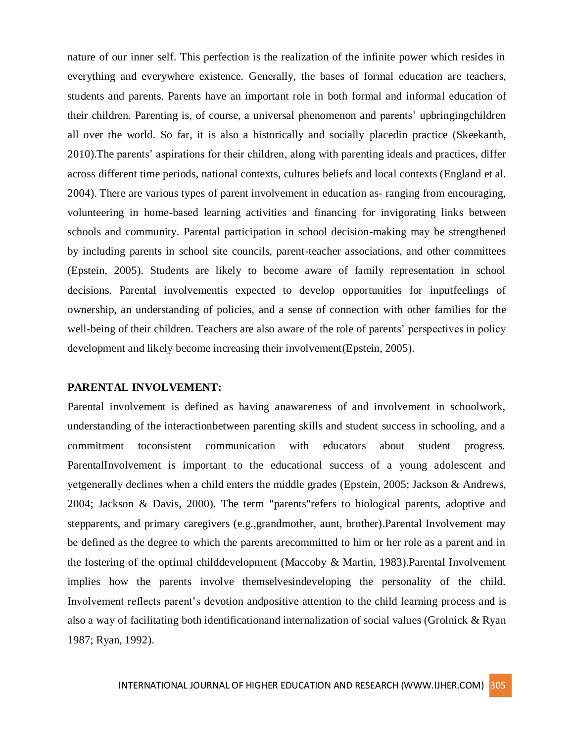nature of our inner self. This perfection is the realization of the infinite power which resides in everything and everywhere existence. Generally, the bases of formal education are teachers, students and parents. Parents have an important role in both formal and informal education of their children. Parenting is, of course, a universal phenomenon and parents' upbringingchildren all over the world. So far, it is also a historically and socially placedin practice (Skeekanth, 2010).The parents' aspirations for their children, along with parenting ideals and practices, differ across different time periods, national contexts, cultures beliefs and local contexts (England et al. 2004). There are various types of parent involvement in education as- ranging from encouraging, volunteering in home-based learning activities and financing for invigorating links between schools and community. Parental participation in school decision-making may be strengthened by including parents in school site councils, parent-teacher associations, and other committees (Epstein, 2005). Students are likely to become aware of family representation in school decisions. Parental involvementis expected to develop opportunities for inputfeelings of ownership, an understanding of policies, and a sense of connection with other families for the well-being of their children. Teachers are also aware of the role of parents' perspectives in policy development and likely become increasing their involvement(Epstein, 2005).

**PARENTAL INVOLVEMENT:**

Parental involvement is defined as having anawareness of and involvement in schoolwork, understanding of the interactionbetween parenting skills and student success in schooling, and a commitment toconsistent communication with educators about student progress. ParentalInvolvement is important to the educational success of a young adolescent and yetgenerally declines when a child enters the middle grades (Epstein, 2005; Jackson & Andrews, 2004; Jackson & Davis, 2000). The term "parents"refers to biological parents, adoptive and stepparents, and primary caregivers (e.g.,grandmother, aunt, brother).Parental Involvement may be defined as the degree to which the parents arecommitted to him or her role as a parent and in the fostering of the optimal childdevelopment (Maccoby & Martin, 1983).Parental Involvement implies how the parents involve themselvesindeveloping the personality of the child. Involvement reflects parent's devotion andpositive attention to the child learning process and is also a way of facilitating both identificationand internalization of social values (Grolnick & Ryan 1987; Ryan, 1992).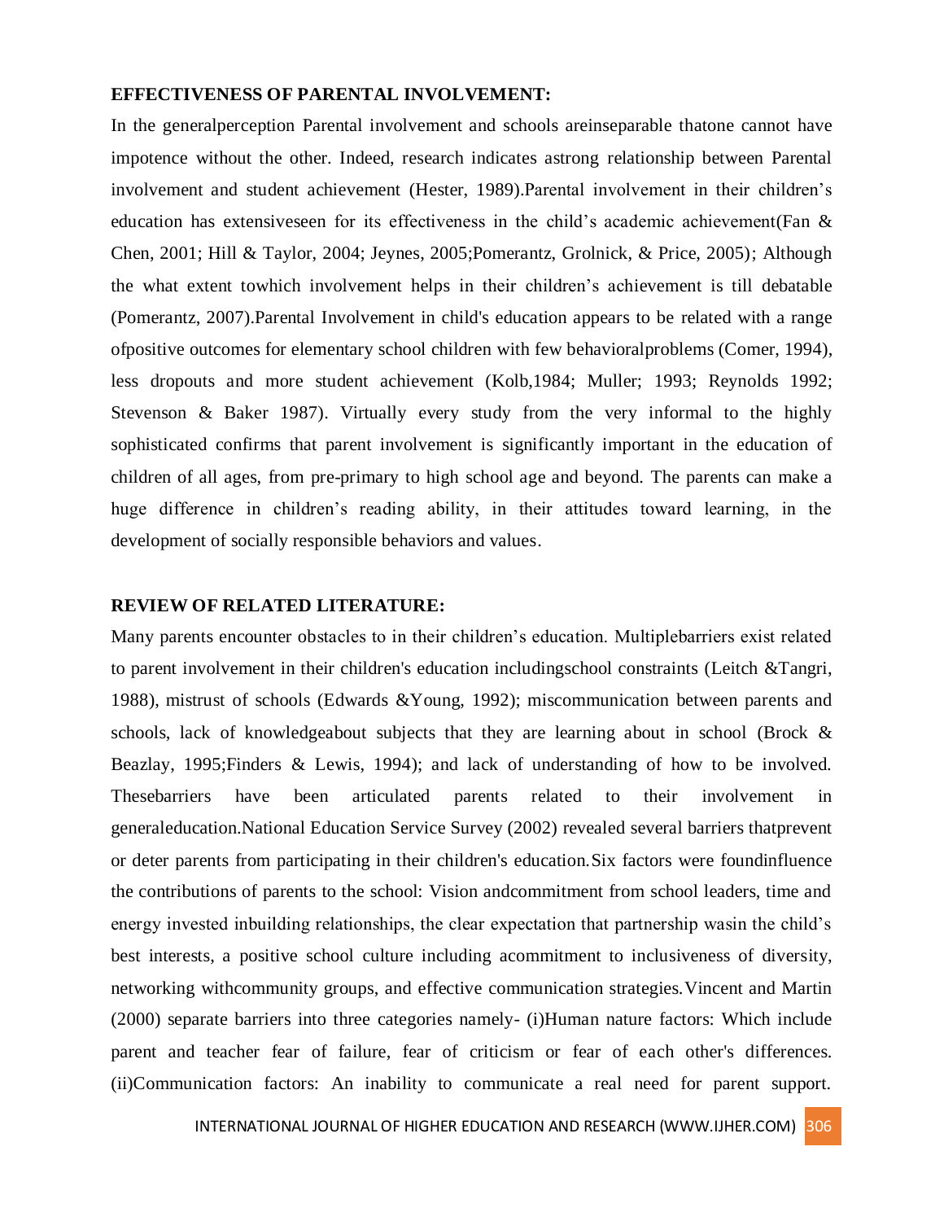## EFFECTIVENESS OF PARENTAL INVOLVEMENT:

In the generalperception Parental involvement and schools areinseparable thatone cannot have impotence without the other. Indeed, research indicates astrong relationship between Parental involvement and student achievement (Hester, 1989).Parental involvement in their children's education has extensiveseen for its effectiveness in the child's academic achievement(Fan & Chen, 2001; Hill & Taylor, 2004; Jeynes, 2005;Pomerantz, Grolnick, & Price, 2005); Although the what extent towhich involvement helps in their children's achievement is till debatable (Pomerantz, 2007).Parental Involvement in child's education appears to be related with a range ofpositive outcomes for elementary school children with few behavioralproblems (Comer, 1994), less dropouts and more student achievement (Kolb,1984; Muller; 1993; Reynolds 1992; Stevenson & Baker 1987). Virtually every study from the very informal to the highly sophisticated confirms that parent involvement is significantly important in the education of children of all ages, from pre-primary to high school age and beyond. The parents can make a huge difference in children's reading ability, in their attitudes toward learning, in the development of socially responsible behaviors and values.

## REVIEW OF RELATED LITERATURE:

Many parents encounter obstacles to in their children's education. Multiplebarriers exist related to parent involvement in their children's education includingschool constraints (Leitch &Tangri, 1988), mistrust of schools (Edwards &Young, 1992); miscommunication between parents and schools, lack of knowledgeabout subjects that they are learning about in school (Brock & Beazlay, 1995;Finders & Lewis, 1994); and lack of understanding of how to be involved. Thesebarriers have been articulated parents related to their involvement in generaleducation.National Education Service Survey (2002) revealed several barriers thatprevent or deter parents from participating in their children's education.Six factors were foundinfluence the contributions of parents to the school: Vision andcommitment from school leaders, time and energy invested inbuilding relationships, the clear expectation that partnership wasin the child's best interests, a positive school culture including acommitment to inclusiveness of diversity, networking withcommunity groups, and effective communication strategies.Vincent and Martin (2000) separate barriers into three categories namely- (i)Human nature factors: Which include parent and teacher fear of failure, fear of criticism or fear of each other's differences. (ii)Communication factors: An inability to communicate a real need for parent support.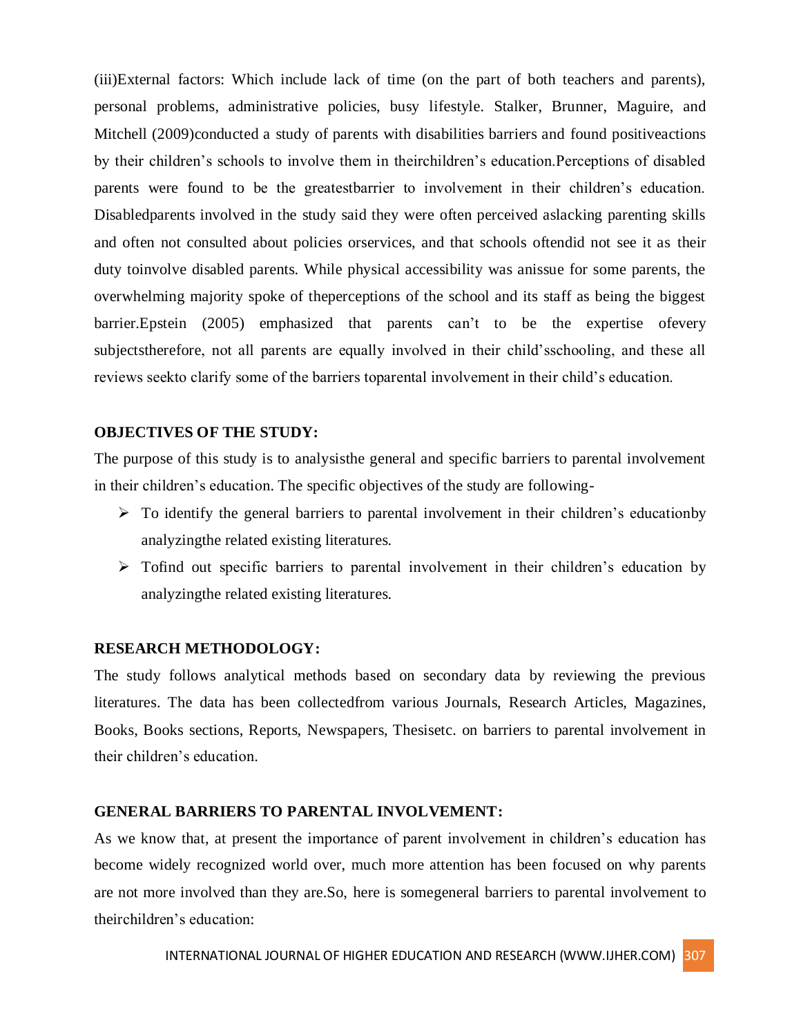(iii)External factors: Which include lack of time (on the part of both teachers and parents), personal problems, administrative policies, busy lifestyle. Stalker, Brunner, Maguire, and Mitchell (2009)conducted a study of parents with disabilities barriers and found positiveactions by their children's schools to involve them in theirchildren's education.Perceptions of disabled parents were found to be the greatestbarrier to involvement in their children's education. Disabledparents involved in the study said they were often perceived aslacking parenting skills and often not consulted about policies orservices, and that schools oftendid not see it as their duty toinvolve disabled parents. While physical accessibility was anissue for some parents, the overwhelming majority spoke of theperceptions of the school and its staff as being the biggest barrier.Epstein (2005) emphasized that parents can't to be the expertise ofevery subjectstherefore, not all parents are equally involved in their child'sschooling, and these all reviews seekto clarify some of the barriers toparental involvement in their child's education.

## OBJECTIVES OF THE STUDY:

The purpose of this study is to analysisthe general and specific barriers to parental involvement in their children's education. The specific objectives of the study are following-

- To identify the general barriers to parental involvement in their children's educationby analyzingthe related existing literatures.
- Tofind out specific barriers to parental involvement in their children's education by analyzingthe related existing literatures.

## RESEARCH METHODOLOGY:

The study follows analytical methods based on secondary data by reviewing the previous literatures. The data has been collectedfrom various Journals, Research Articles, Magazines, Books, Books sections, Reports, Newspapers, Thesisetc. on barriers to parental involvement in their children's education.

## GENERAL BARRIERS TO PARENTAL INVOLVEMENT:

As we know that, at present the importance of parent involvement in children's education has become widely recognized world over, much more attention has been focused on why parents are not more involved than they are.So, here is somegeneral barriers to parental involvement to theirchildren's education: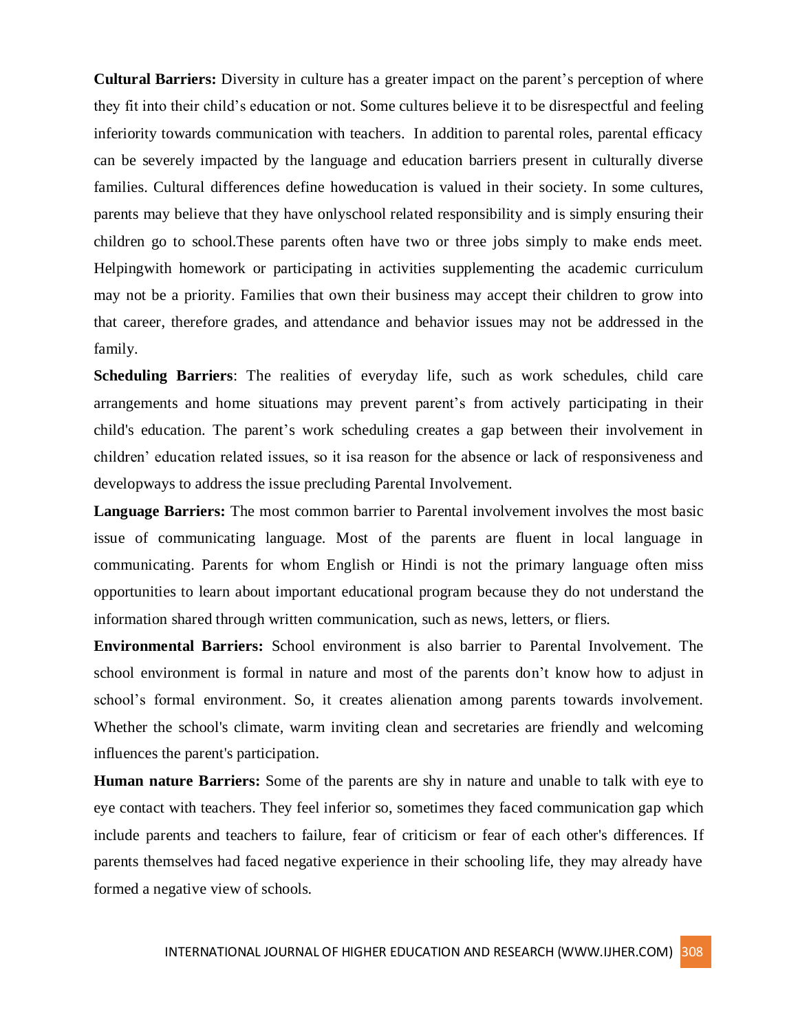**Cultural Barriers:** Diversity in culture has a greater impact on the parent's perception of where they fit into their child's education or not. Some cultures believe it to be disrespectful and feeling inferiority towards communication with teachers. In addition to parental roles, parental efficacy can be severely impacted by the language and education barriers present in culturally diverse families. Cultural differences define howeducation is valued in their society. In some cultures, parents may believe that they have onlyschool related responsibility and is simply ensuring their children go to school.These parents often have two or three jobs simply to make ends meet. Helpingwith homework or participating in activities supplementing the academic curriculum may not be a priority. Families that own their business may accept their children to grow into that career, therefore grades, and attendance and behavior issues may not be addressed in the family.

**Scheduling Barriers**: The realities of everyday life, such as work schedules, child care arrangements and home situations may prevent parent's from actively participating in their child's education. The parent's work scheduling creates a gap between their involvement in children' education related issues, so it isa reason for the absence or lack of responsiveness and developways to address the issue precluding Parental Involvement.

**Language Barriers:** The most common barrier to Parental involvement involves the most basic issue of communicating language. Most of the parents are fluent in local language in communicating. Parents for whom English or Hindi is not the primary language often miss opportunities to learn about important educational program because they do not understand the information shared through written communication, such as news, letters, or fliers.

**Environmental Barriers:** School environment is also barrier to Parental Involvement. The school environment is formal in nature and most of the parents don't know how to adjust in school's formal environment. So, it creates alienation among parents towards involvement. Whether the school's climate, warm inviting clean and secretaries are friendly and welcoming influences the parent's participation.

**Human nature Barriers:** Some of the parents are shy in nature and unable to talk with eye to eye contact with teachers. They feel inferior so, sometimes they faced communication gap which include parents and teachers to failure, fear of criticism or fear of each other's differences. If parents themselves had faced negative experience in their schooling life, they may already have formed a negative view of schools.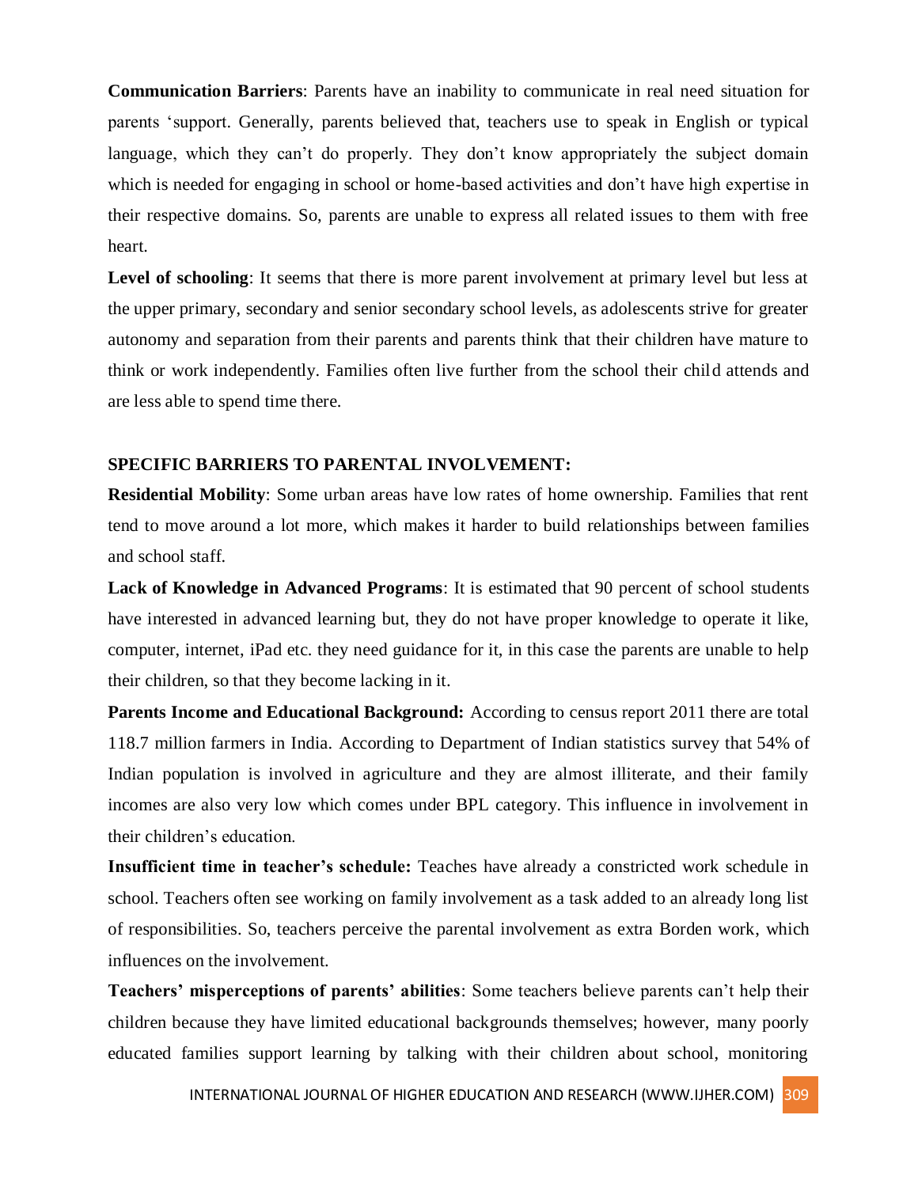**Communication Barriers**: Parents have an inability to communicate in real need situation for parents 'support. Generally, parents believed that, teachers use to speak in English or typical language, which they can't do properly. They don't know appropriately the subject domain which is needed for engaging in school or home-based activities and don't have high expertise in their respective domains. So, parents are unable to express all related issues to them with free heart.

**Level of schooling**: It seems that there is more parent involvement at primary level but less at the upper primary, secondary and senior secondary school levels, as adolescents strive for greater autonomy and separation from their parents and parents think that their children have mature to think or work independently. Families often live further from the school their child attends and are less able to spend time there.

**SPECIFIC BARRIERS TO PARENTAL INVOLVEMENT:**

**Residential Mobility**: Some urban areas have low rates of home ownership. Families that rent tend to move around a lot more, which makes it harder to build relationships between families and school staff.

**Lack of Knowledge in Advanced Programs**: It is estimated that 90 percent of school students have interested in advanced learning but, they do not have proper knowledge to operate it like, computer, internet, iPad etc. they need guidance for it, in this case the parents are unable to help their children, so that they become lacking in it.

**Parents Income and Educational Background:** According to census report 2011 there are total 118.7 million farmers in India. According to Department of Indian statistics survey that 54% of Indian population is involved in agriculture and they are almost illiterate, and their family incomes are also very low which comes under BPL category. This influence in involvement in their children's education.

**Insufficient time in teacher's schedule:** Teaches have already a constricted work schedule in school. Teachers often see working on family involvement as a task added to an already long list of responsibilities. So, teachers perceive the parental involvement as extra Borden work, which influences on the involvement.

**Teachers' misperceptions of parents' abilities**: Some teachers believe parents can't help their children because they have limited educational backgrounds themselves; however, many poorly educated families support learning by talking with their children about school, monitoring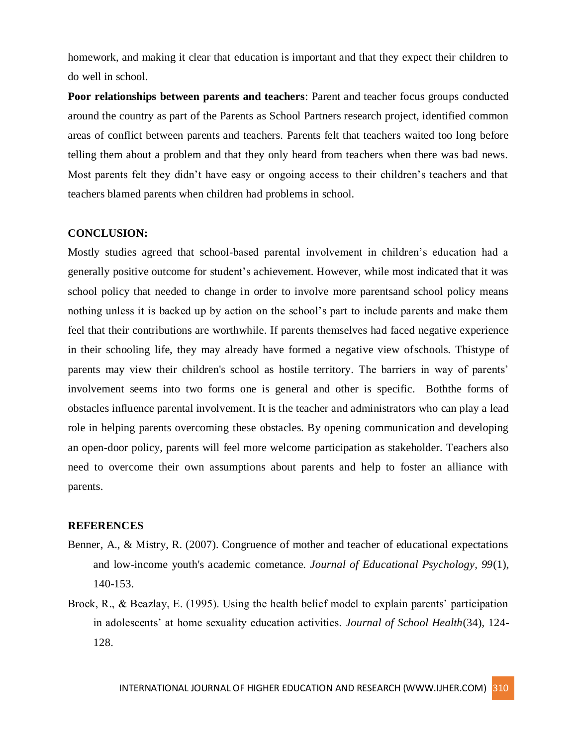homework, and making it clear that education is important and that they expect their children to do well in school.

**Poor relationships between parents and teachers**: Parent and teacher focus groups conducted around the country as part of the Parents as School Partners research project, identified common areas of conflict between parents and teachers. Parents felt that teachers waited too long before telling them about a problem and that they only heard from teachers when there was bad news. Most parents felt they didn't have easy or ongoing access to their children's teachers and that teachers blamed parents when children had problems in school.

## CONCLUSION:

Mostly studies agreed that school-based parental involvement in children's education had a generally positive outcome for student's achievement. However, while most indicated that it was school policy that needed to change in order to involve more parentsand school policy means nothing unless it is backed up by action on the school's part to include parents and make them feel that their contributions are worthwhile. If parents themselves had faced negative experience in their schooling life, they may already have formed a negative view ofschools. Thistype of parents may view their children's school as hostile territory. The barriers in way of parents' involvement seems into two forms one is general and other is specific. Boththe forms of obstacles influence parental involvement. It is the teacher and administrators who can play a lead role in helping parents overcoming these obstacles. By opening communication and developing an open-door policy, parents will feel more welcome participation as stakeholder. Teachers also need to overcome their own assumptions about parents and help to foster an alliance with parents.

## REFERENCES

Benner, A., & Mistry, R. (2007). Congruence of mother and teacher of educational expectations and low-income youth's academic cometance. *Journal of Educational Psychology, 99*(1), 140-153.

Brock, R., & Beazlay, E. (1995). Using the health belief model to explain parents' participation in adolescents' at home sexuality education activities. *Journal of School Health*(34), 124-128.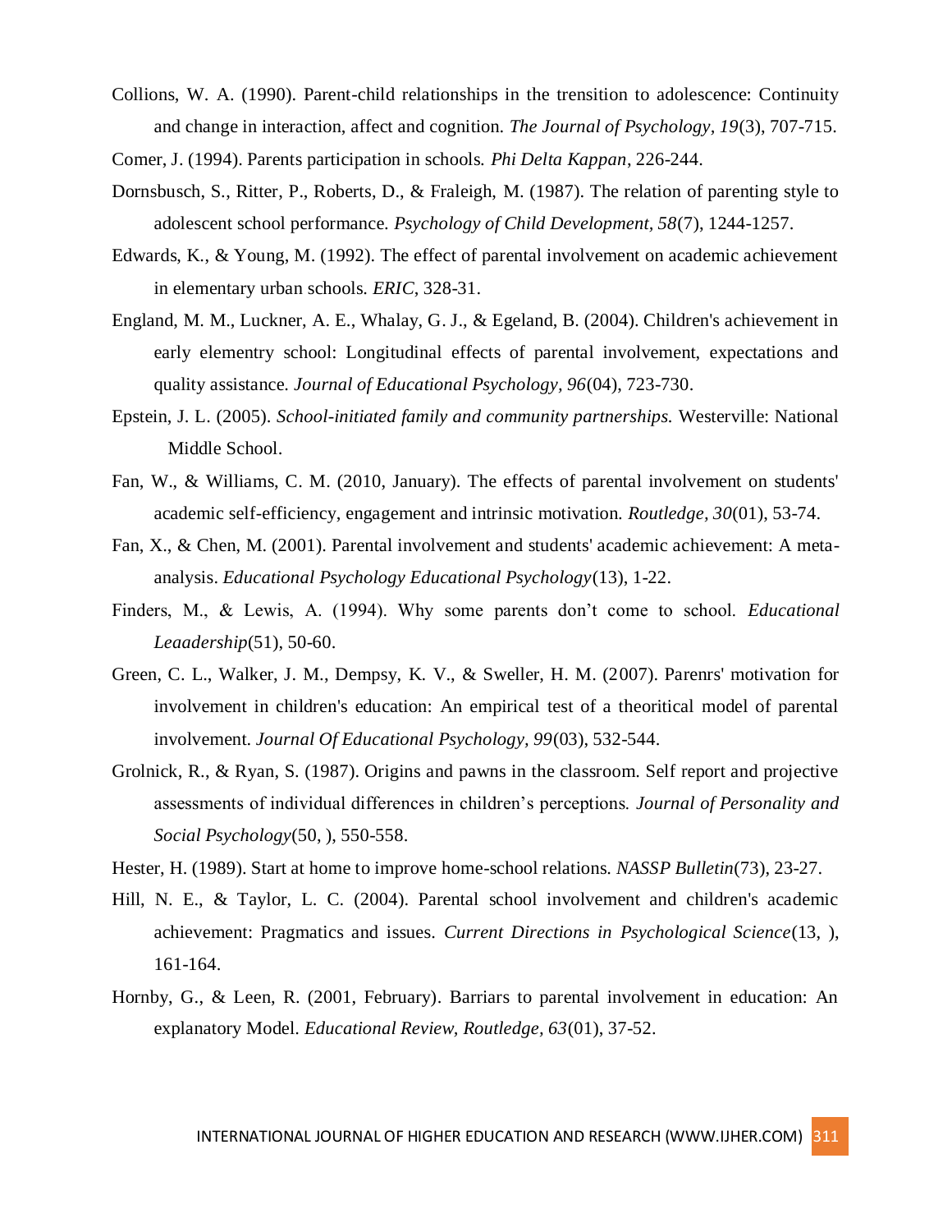Collions, W. A. (1990). Parent-child relationships in the trensition to adolescence: Continuity and change in interaction, affect and cognition. *The Journal of Psychology, 19*(3), 707-715.

Comer, J. (1994). Parents participation in schools. *Phi Delta Kappan*, 226-244.

Dornsbusch, S., Ritter, P., Roberts, D., & Fraleigh, M. (1987). The relation of parenting style to adolescent school performance. *Psychology of Child Development, 58*(7), 1244-1257.

Edwards, K., & Young, M. (1992). The effect of parental involvement on academic achievement in elementary urban schools. *ERIC*, 328-31.

England, M. M., Luckner, A. E., Whalay, G. J., & Egeland, B. (2004). Children's achievement in early elementry school: Longitudinal effects of parental involvement, expectations and quality assistance. *Journal of Educational Psychology, 96*(04), 723-730.

Epstein, J. L. (2005). *School-initiated family and community partnerships.* Westerville: National Middle School.

Fan, W., & Williams, C. M. (2010, January). The effects of parental involvement on students' academic self-efficiency, engagement and intrinsic motivation. *Routledge, 30*(01), 53-74.

Fan, X., & Chen, M. (2001). Parental involvement and students' academic achievement: A meta-analysis. *Educational Psychology Educational Psychology*(13), 1-22.

Finders, M., & Lewis, A. (1994). Why some parents don't come to school. *Educational Leaadership*(51), 50-60.

Green, C. L., Walker, J. M., Dempsy, K. V., & Sweller, H. M. (2007). Parenrs' motivation for involvement in children's education: An empirical test of a theoritical model of parental involvement. *Journal Of Educational Psychology, 99*(03), 532-544.

Grolnick, R., & Ryan, S. (1987). Origins and pawns in the classroom. Self report and projective assessments of individual differences in children's perceptions. *Journal of Personality and Social Psychology*(50, ), 550-558.

Hester, H. (1989). Start at home to improve home-school relations. *NASSP Bulletin*(73), 23-27.

Hill, N. E., & Taylor, L. C. (2004). Parental school involvement and children's academic achievement: Pragmatics and issues. *Current Directions in Psychological Science*(13, ), 161-164.

Hornby, G., & Leen, R. (2001, February). Barriars to parental involvement in education: An explanatory Model. *Educational Review, Routledge, 63*(01), 37-52.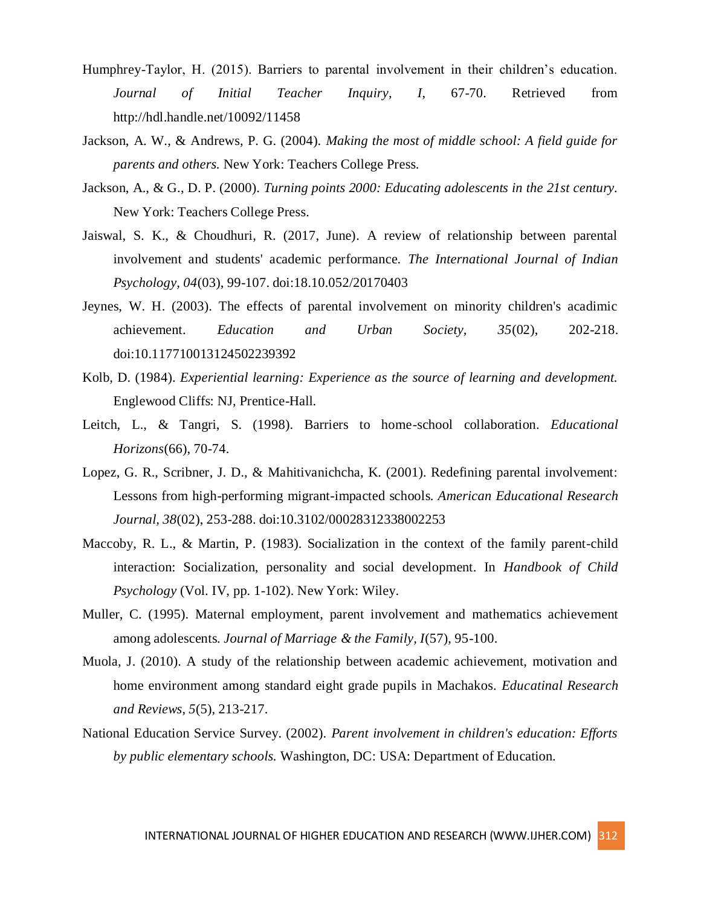Humphrey-Taylor, H. (2015). Barriers to parental involvement in their children's education. *Journal of Initial Teacher Inquiry, I*, 67-70. Retrieved from http://hdl.handle.net/10092/11458

Jackson, A. W., & Andrews, P. G. (2004). *Making the most of middle school: A field guide for parents and others.* New York: Teachers College Press.

Jackson, A., & G., D. P. (2000). *Turning points 2000: Educating adolescents in the 21st century.* New York: Teachers College Press.

Jaiswal, S. K., & Choudhuri, R. (2017, June). A review of relationship between parental involvement and students' academic performance. *The International Journal of Indian Psychology, 04*(03), 99-107. doi:18.10.052/20170403

Jeynes, W. H. (2003). The effects of parental involvement on minority children's acadimic achievement. *Education and Urban Society, 35*(02), 202-218. doi:10.1177100131245022393392

Kolb, D. (1984). *Experiential learning: Experience as the source of learning and development.* Englewood Cliffs: NJ, Prentice-Hall.

Leitch, L., & Tangri, S. (1998). Barriers to home-school collaboration. *Educational Horizons*(66), 70-74.

Lopez, G. R., Scribner, J. D., & Mahitivanichcha, K. (2001). Redefining parental involvement: Lessons from high-performing migrant-impacted schools. *American Educational Research Journal, 38*(02), 253-288. doi:10.3102/00028312338002253

Maccoby, R. L., & Martin, P. (1983). Socialization in the context of the family parent-child interaction: Socialization, personality and social development. In *Handbook of Child Psychology* (Vol. IV, pp. 1-102). New York: Wiley.

Muller, C. (1995). Maternal employment, parent involvement and mathematics achievement among adolescents. *Journal of Marriage & the Family, I*(57), 95-100.

Muola, J. (2010). A study of the relationship between academic achievement, motivation and home environment among standard eight grade pupils in Machakos. *Educatinal Research and Reviews, 5*(5), 213-217.

National Education Service Survey. (2002). *Parent involvement in children's education: Efforts by public elementary schools.* Washington, DC: USA: Department of Education.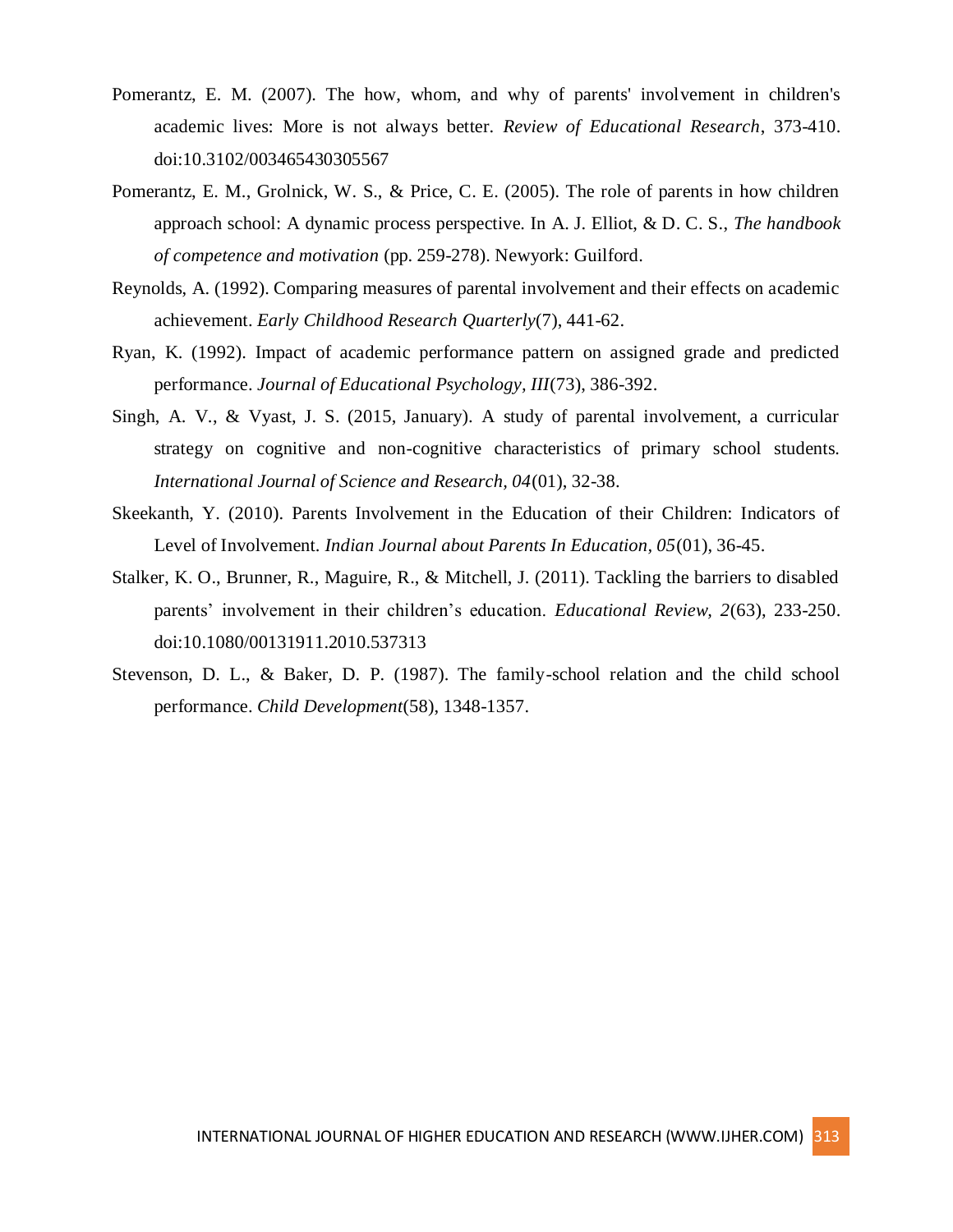Pomerantz, E. M. (2007). The how, whom, and why of parents' involvement in children's academic lives: More is not always better. *Review of Educational Research*, 373-410. doi:10.3102/003465430305567

Pomerantz, E. M., Grolnick, W. S., & Price, C. E. (2005). The role of parents in how children approach school: A dynamic process perspective. In A. J. Elliot, & D. C. S., *The handbook of competence and motivation* (pp. 259-278). Newyork: Guilford.

Reynolds, A. (1992). Comparing measures of parental involvement and their effects on academic achievement. *Early Childhood Research Quarterly*(7), 441-62.

Ryan, K. (1992). Impact of academic performance pattern on assigned grade and predicted performance. *Journal of Educational Psychology, III*(73), 386-392.

Singh, A. V., & Vyast, J. S. (2015, January). A study of parental involvement, a curricular strategy on cognitive and non-cognitive characteristics of primary school students. *International Journal of Science and Research, 04*(01), 32-38.

Skeekanth, Y. (2010). Parents Involvement in the Education of their Children: Indicators of Level of Involvement. *Indian Journal about Parents In Education, 05*(01), 36-45.

Stalker, K. O., Brunner, R., Maguire, R., & Mitchell, J. (2011). Tackling the barriers to disabled parents' involvement in their children's education. *Educational Review, 2*(63), 233-250. doi:10.1080/00131911.2010.537313

Stevenson, D. L., & Baker, D. P. (1987). The family-school relation and the child school performance. *Child Development*(58), 1348-1357.